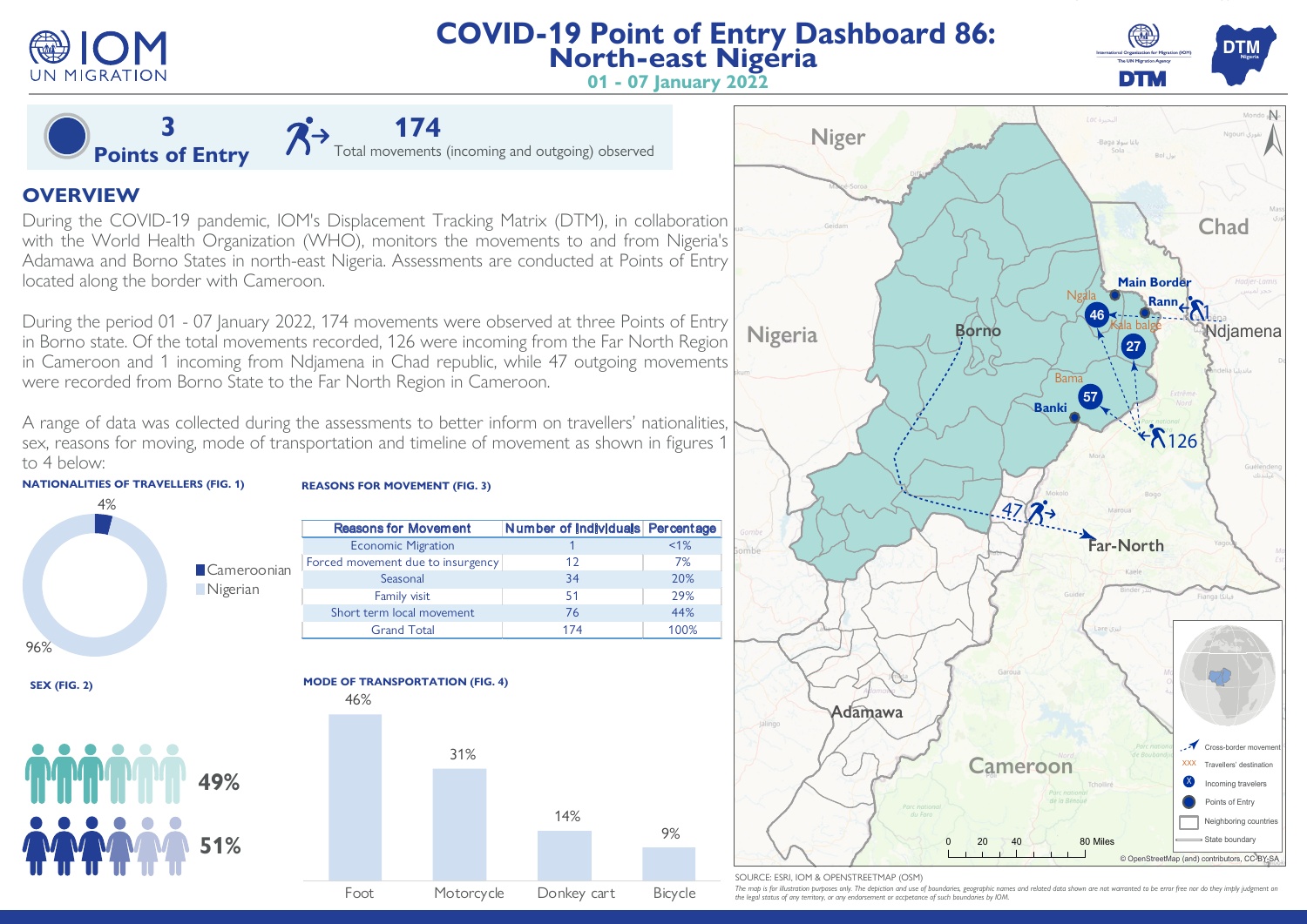# COVID-19 Point of Entry Dashboard 86: North-east Nigeria

**01 - 07 January 2022**

**3** **Points of Entry**

**174** Total movements (incoming and outgoing) observed

## OVERVIEW

During the COVID-19 pandemic, IOM's Displacement Tracking Matrix (DTM), in collaboration with the World Health Organization (WHO), monitors the movements to and from Nigeria's Adamawa and Borno States in north-east Nigeria. Assessments are conducted at Points of Entry located along the border with Cameroon.

During the period 01 - 07 January 2022, 174 movements were observed at three Points of Entry in Borno state. Of the total movements recorded, 126 were incoming from the Far North Region in Cameroon and 1 incoming from Ndjamena in Chad republic, while 47 outgoing movements were recorded from Borno State to the Far North Region in Cameroon.

A range of data was collected during the assessments to better inform on travellers' nationalities, sex, reasons for moving, mode of transportation and timeline of movement as shown in figures 1 to 4 below:

**NATIONALITIES OF TRAVELLERS (FIG. 1)**

- Cameroonian: 4%
- Nigerian: 96%

**REASONS FOR MOVEMENT (FIG. 3)**

| Reasons for Movement | Number of Individuals | Percentage |
|---|---|---|
| Economic Migration | 1 | <1% |
| Forced movement due to insurgency | 12 | 7% |
| Seasonal | 34 | 20% |
| Family visit | 51 | 29% |
| Short term local movement | 76 | 44% |
| Grand Total | 174 | 100% |

**SEX (FIG. 2)**

- 49%
- 51%

**MODE OF TRANSPORTATION (FIG. 4)**

| Mode | Percentage |
|---|---|
| Foot | 46% |
| Motorcycle | 31% |
| Donkey cart | 14% |
| Bicycle | 9% |

**Map:** Niger, Chad, Nigeria, Cameroon, Borno, Adamawa, Far-North, Ndjamena. Points of Entry: Main Border Rann (46), Kala balge (27), Banki (57). Incoming: 126 (from Far-North), 1 (from Ndjamena). Outgoing: 47 (to Far-North).

Legend: Cross-border movement; XXX Travellers' destination; Incoming travelers; Points of Entry; Neighboring countries; State boundary

SOURCE: ESRI, IOM & OPENSTREETMAP (OSM)

*The map is for illustration purposes only. The depiction and use of boundaries, geographic names and related data shown are not warranted to be error free nor do they imply judgment on the legal status of any territory, or any endorsement or accpetance of such boundaries by IOM.*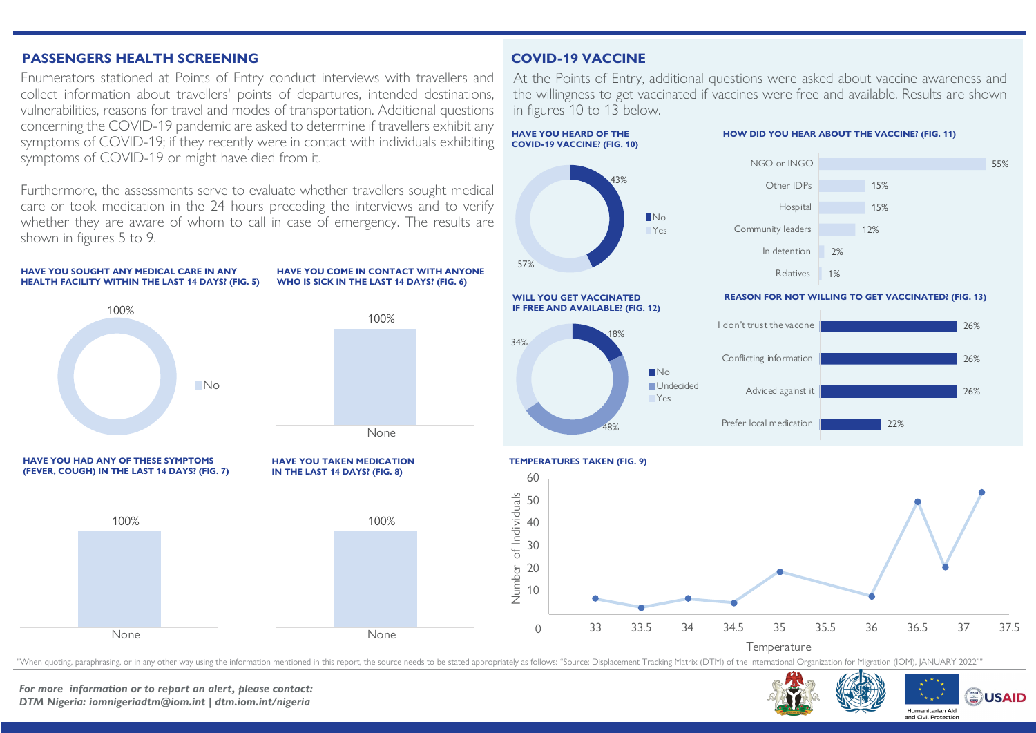## PASSENGERS HEALTH SCREENING

Enumerators stationed at Points of Entry conduct interviews with travellers and collect information about travellers' points of departures, intended destinations, vulnerabilities, reasons for travel and modes of transportation. Additional questions concerning the COVID-19 pandemic are asked to determine if travellers exhibit any symptoms of COVID-19; if they recently were in contact with individuals exhibiting symptoms of COVID-19 or might have died from it.

Furthermore, the assessments serve to evaluate whether travellers sought medical care or took medication in the 24 hours preceding the interviews and to verify whether they are aware of whom to call in case of emergency. The results are shown in figures 5 to 9.

**HAVE YOU SOUGHT ANY MEDICAL CARE IN ANY HEALTH FACILITY WITHIN THE LAST 14 DAYS? (FIG. 5)**

100%

No

**HAVE YOU COME IN CONTACT WITH ANYONE WHO IS SICK IN THE LAST 14 DAYS? (FIG. 6)**

100%

None

**HAVE YOU HAD ANY OF THESE SYMPTOMS (FEVER, COUGH) IN THE LAST 14 DAYS? (FIG. 7)**

100%

None

**HAVE YOU TAKEN MEDICATION IN THE LAST 14 DAYS? (FIG. 8)**

100%

None

## COVID-19 VACCINE

At the Points of Entry, additional questions were asked about vaccine awareness and the willingness to get vaccinated if vaccines were free and available. Results are shown in figures 10 to 13 below.

**HAVE YOU HEARD OF THE COVID-19 VACCINE? (FIG. 10)**

43%
57%

No
Yes

**HOW DID YOU HEAR ABOUT THE VACCINE? (FIG. 11)**

NGO or INGO 55%
Other IDPs 15%
Hospital 15%
Community leaders 12%
In detention 2%
Relatives 1%

**WILL YOU GET VACCINATED IF FREE AND AVAILABLE? (FIG. 12)**

18%
48%
34%

No
Undecided
Yes

**REASON FOR NOT WILLING TO GET VACCINATED? (FIG. 13)**

I don't trust the vaccine 26%
Conflicting information 26%
Adviced against it 26%
Prefer local medication 22%

**TEMPERATURES TAKEN (FIG. 9)**

Number of Individuals: 0, 10, 20, 30, 40, 50, 60

Temperature: 33, 33.5, 34, 34.5, 35, 35.5, 36, 36.5, 37, 37.5

"When quoting, paraphrasing, or in any other way using the information mentioned in this report, the source needs to be stated appropriately as follows: "Source: Displacement Tracking Matrix (DTM) of the International Organization for Migration (IOM), JANUARY 2022""

*For more information or to report an alert, please contact:*
*DTM Nigeria: iomnigeriadtm@iom.int | dtm.iom.int/nigeria*